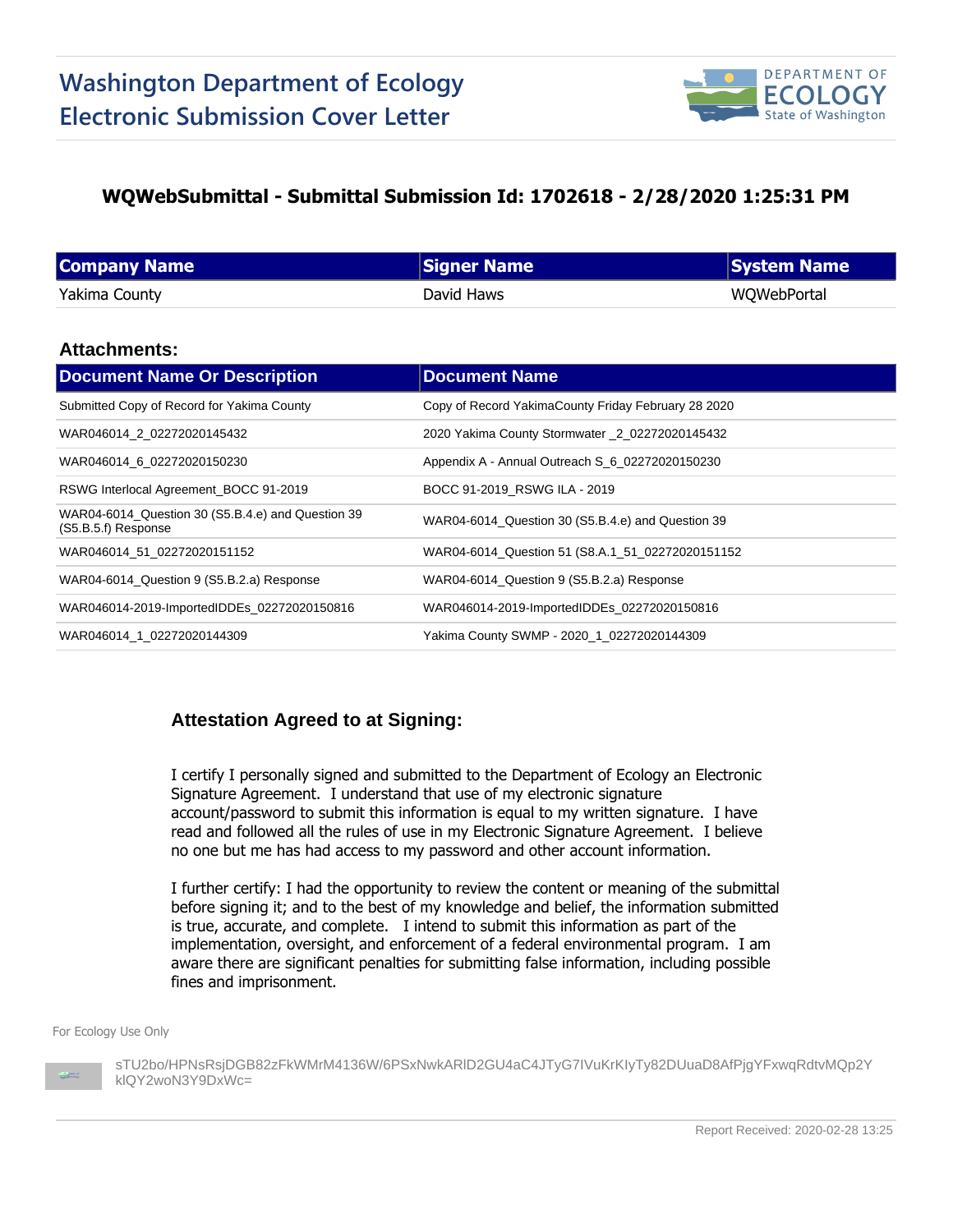# Washington Department of Ecology
# Electronic Submission Cover Letter

DEPARTMENT OF ECOLOGY
State of Washington

## WQWebSubmittal - Submittal Submission Id: 1702618 - 2/28/2020 1:25:31 PM

| Company Name | Signer Name | System Name |
| --- | --- | --- |
| Yakima County | David Haws | WQWebPortal |

### Attachments:

| Document Name Or Description | Document Name |
| --- | --- |
| Submitted Copy of Record for Yakima County | Copy of Record YakimaCounty Friday February 28 2020 |
| WAR046014_2_02272020145432 | 2020 Yakima County Stormwater _2_02272020145432 |
| WAR046014_6_02272020150230 | Appendix A - Annual Outreach S_6_02272020150230 |
| RSWG Interlocal Agreement_BOCC 91-2019 | BOCC 91-2019_RSWG ILA - 2019 |
| WAR04-6014_Question 30 (S5.B.4.e) and Question 39 (S5.B.5.f) Response | WAR04-6014_Question 30 (S5.B.4.e) and Question 39 |
| WAR046014_51_02272020151152 | WAR04-6014_Question 51 (S8.A.1_51_02272020151152 |
| WAR04-6014_Question 9 (S5.B.2.a) Response | WAR04-6014_Question 9 (S5.B.2.a) Response |
| WAR046014-2019-ImportedIDDEs_02272020150816 | WAR046014-2019-ImportedIDDEs_02272020150816 |
| WAR046014_1_02272020144309 | Yakima County SWMP - 2020_1_02272020144309 |

### Attestation Agreed to at Signing:

I certify I personally signed and submitted to the Department of Ecology an Electronic Signature Agreement. I understand that use of my electronic signature account/password to submit this information is equal to my written signature. I have read and followed all the rules of use in my Electronic Signature Agreement. I believe no one but me has had access to my password and other account information.

I further certify: I had the opportunity to review the content or meaning of the submittal before signing it; and to the best of my knowledge and belief, the information submitted is true, accurate, and complete. I intend to submit this information as part of the implementation, oversight, and enforcement of a federal environmental program. I am aware there are significant penalties for submitting false information, including possible fines and imprisonment.

For Ecology Use Only

sTU2bo/HPNsRsjDGB82zFkWMrM4136W/6PSxNwkARlD2GU4aC4JTyG7IVuKrKIyTy82DUuaD8AfPjgYFxwqRdtvMQp2YkIQY2woN3Y9DxWc=

Report Received: 2020-02-28 13:25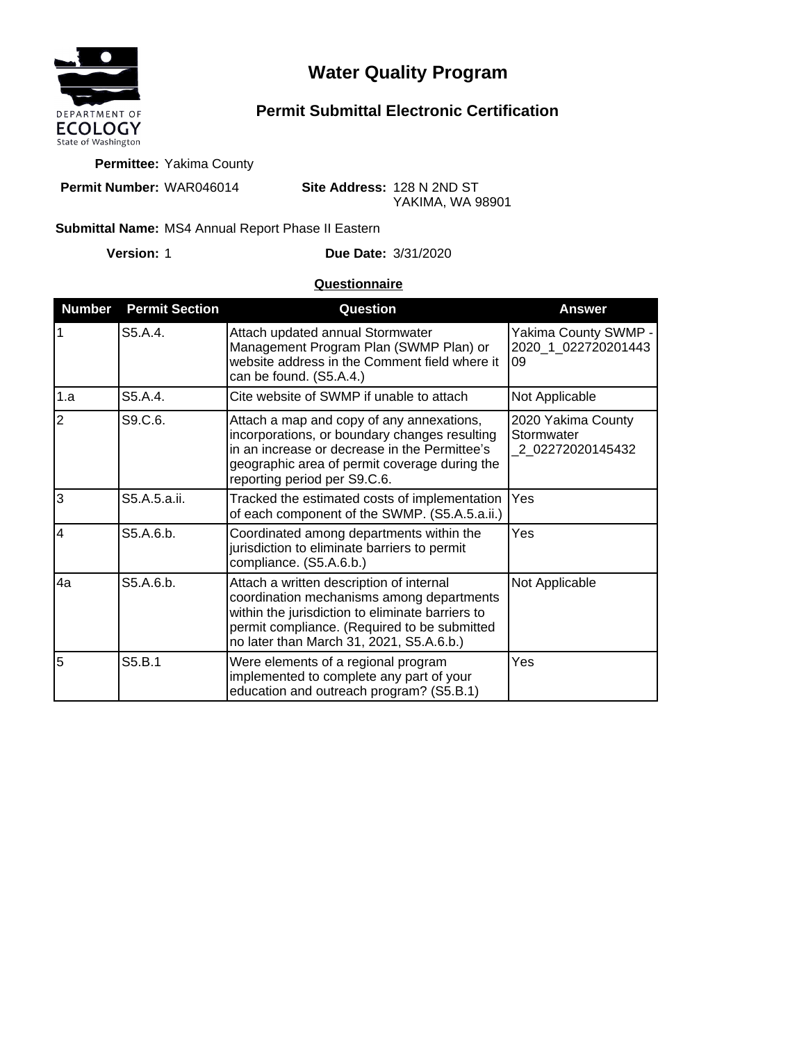DEPARTMENT OF ECOLOGY
State of Washington

# Water Quality Program

## Permit Submittal Electronic Certification

**Permittee:** Yakima County

**Permit Number:** WAR046014

**Site Address:** 128 N 2ND ST
YAKIMA, WA 98901

**Submittal Name:** MS4 Annual Report Phase II Eastern

**Version:** 1

**Due Date:** 3/31/2020

**Questionnaire**

| Number | Permit Section | Question | Answer |
|---|---|---|---|
| 1 | S5.A.4. | Attach updated annual Stormwater Management Program Plan (SWMP Plan) or website address in the Comment field where it can be found. (S5.A.4.) | Yakima County SWMP - 2020_1_02272020144309 |
| 1.a | S5.A.4. | Cite website of SWMP if unable to attach | Not Applicable |
| 2 | S9.C.6. | Attach a map and copy of any annexations, incorporations, or boundary changes resulting in an increase or decrease in the Permittee's geographic area of permit coverage during the reporting period per S9.C.6. | 2020 Yakima County Stormwater _2_02272020145432 |
| 3 | S5.A.5.a.ii. | Tracked the estimated costs of implementation of each component of the SWMP. (S5.A.5.a.ii.) | Yes |
| 4 | S5.A.6.b. | Coordinated among departments within the jurisdiction to eliminate barriers to permit compliance. (S5.A.6.b.) | Yes |
| 4a | S5.A.6.b. | Attach a written description of internal coordination mechanisms among departments within the jurisdiction to eliminate barriers to permit compliance. (Required to be submitted no later than March 31, 2021, S5.A.6.b.) | Not Applicable |
| 5 | S5.B.1 | Were elements of a regional program implemented to complete any part of your education and outreach program? (S5.B.1) | Yes |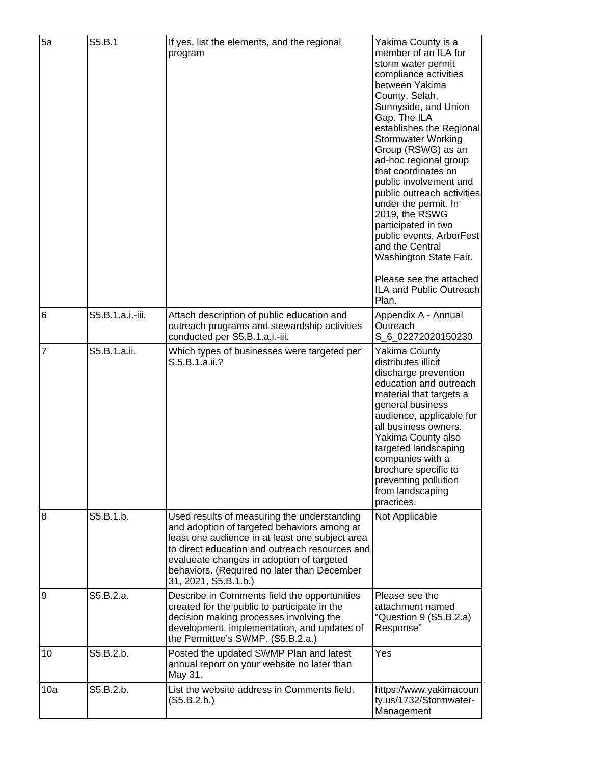| 5a | S5.B.1 | If yes, list the elements, and the regional program | Yakima County is a member of an ILA for storm water permit compliance activities between Yakima County, Selah, Sunnyside, and Union Gap. The ILA establishes the Regional Stormwater Working Group (RSWG) as an ad-hoc regional group that coordinates on public involvement and public outreach activities under the permit. In 2019, the RSWG participated in two public events, ArborFest and the Central Washington State Fair.<br><br>Please see the attached ILA and Public Outreach Plan. |
|---|---|---|---|
| 6 | S5.B.1.a.i.-iii. | Attach description of public education and outreach programs and stewardship activities conducted per S5.B.1.a.i.-iii. | Appendix A - Annual Outreach S_6_02272020150230 |
| 7 | S5.B.1.a.ii. | Which types of businesses were targeted per S.5.B.1.a.ii.? | Yakima County distributes illicit discharge prevention education and outreach material that targets a general business audience, applicable for all business owners. Yakima County also targeted landscaping companies with a brochure specific to preventing pollution from landscaping practices. |
| 8 | S5.B.1.b. | Used results of measuring the understanding and adoption of targeted behaviors among at least one audience in at least one subject area to direct education and outreach resources and evalueate changes in adoption of targeted behaviors. (Required no later than December 31, 2021, S5.B.1.b.) | Not Applicable |
| 9 | S5.B.2.a. | Describe in Comments field the opportunities created for the public to participate in the decision making processes involving the development, implementation, and updates of the Permittee's SWMP. (S5.B.2.a.) | Please see the attachment named "Question 9 (S5.B.2.a) Response" |
| 10 | S5.B.2.b. | Posted the updated SWMP Plan and latest annual report on your website no later than May 31. | Yes |
| 10a | S5.B.2.b. | List the website address in Comments field. (S5.B.2.b.) | https://www.yakimacounty.us/1732/Stormwater-Management |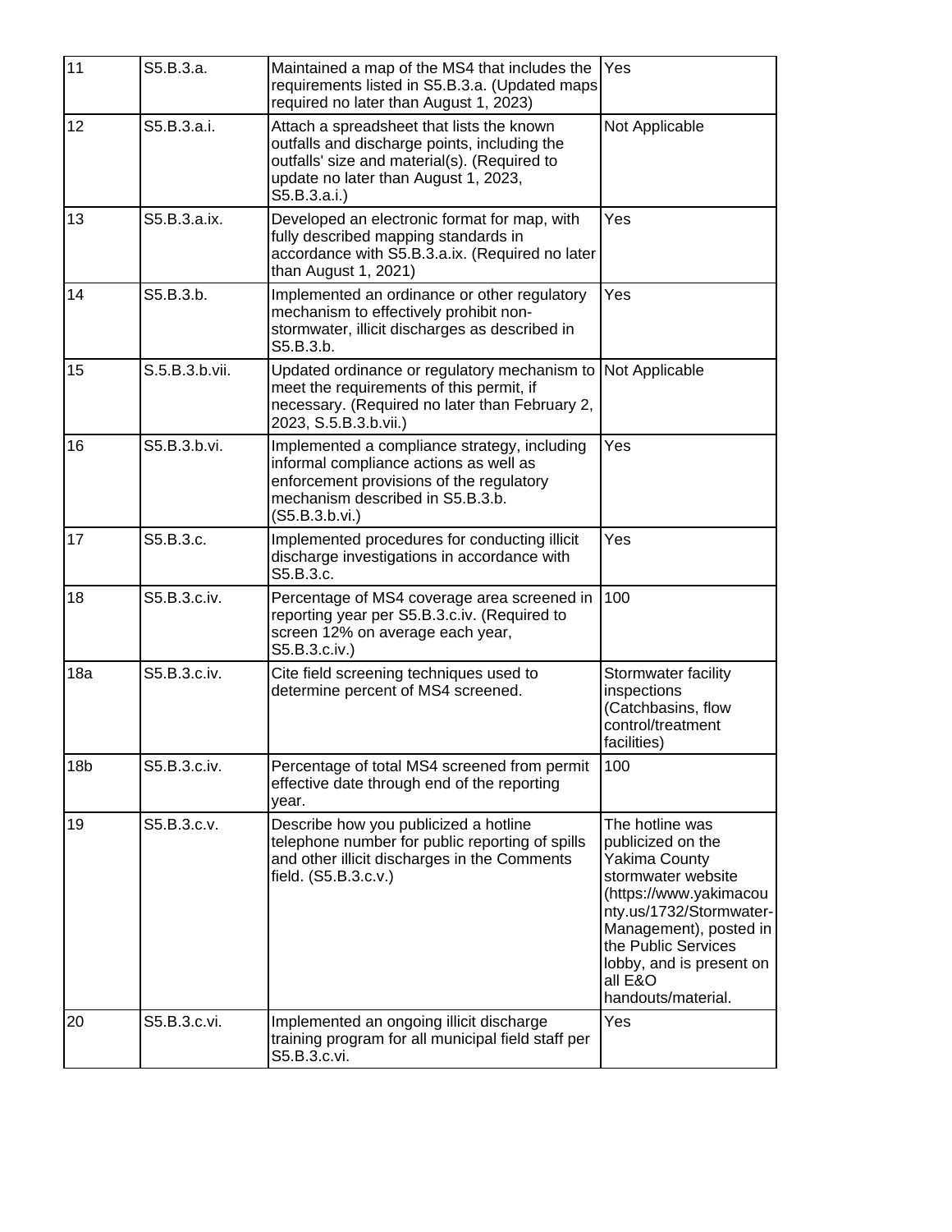| 11 | S5.B.3.a. | Maintained a map of the MS4 that includes the requirements listed in S5.B.3.a. (Updated maps required no later than August 1, 2023) | Yes |
|---|---|---|---|
| 12 | S5.B.3.a.i. | Attach a spreadsheet that lists the known outfalls and discharge points, including the outfalls' size and material(s). (Required to update no later than August 1, 2023, S5.B.3.a.i.) | Not Applicable |
| 13 | S5.B.3.a.ix. | Developed an electronic format for map, with fully described mapping standards in accordance with S5.B.3.a.ix. (Required no later than August 1, 2021) | Yes |
| 14 | S5.B.3.b. | Implemented an ordinance or other regulatory mechanism to effectively prohibit non-stormwater, illicit discharges as described in S5.B.3.b. | Yes |
| 15 | S.5.B.3.b.vii. | Updated ordinance or regulatory mechanism to meet the requirements of this permit, if necessary. (Required no later than February 2, 2023, S.5.B.3.b.vii.) | Not Applicable |
| 16 | S5.B.3.b.vi. | Implemented a compliance strategy, including informal compliance actions as well as enforcement provisions of the regulatory mechanism described in S5.B.3.b. (S5.B.3.b.vi.) | Yes |
| 17 | S5.B.3.c. | Implemented procedures for conducting illicit discharge investigations in accordance with S5.B.3.c. | Yes |
| 18 | S5.B.3.c.iv. | Percentage of MS4 coverage area screened in reporting year per S5.B.3.c.iv. (Required to screen 12% on average each year, S5.B.3.c.iv.) | 100 |
| 18a | S5.B.3.c.iv. | Cite field screening techniques used to determine percent of MS4 screened. | Stormwater facility inspections (Catchbasins, flow control/treatment facilities) |
| 18b | S5.B.3.c.iv. | Percentage of total MS4 screened from permit effective date through end of the reporting year. | 100 |
| 19 | S5.B.3.c.v. | Describe how you publicized a hotline telephone number for public reporting of spills and other illicit discharges in the Comments field. (S5.B.3.c.v.) | The hotline was publicized on the Yakima County stormwater website (https://www.yakimacounty.us/1732/Stormwater-Management), posted in the Public Services lobby, and is present on all E&O handouts/material. |
| 20 | S5.B.3.c.vi. | Implemented an ongoing illicit discharge training program for all municipal field staff per S5.B.3.c.vi. | Yes |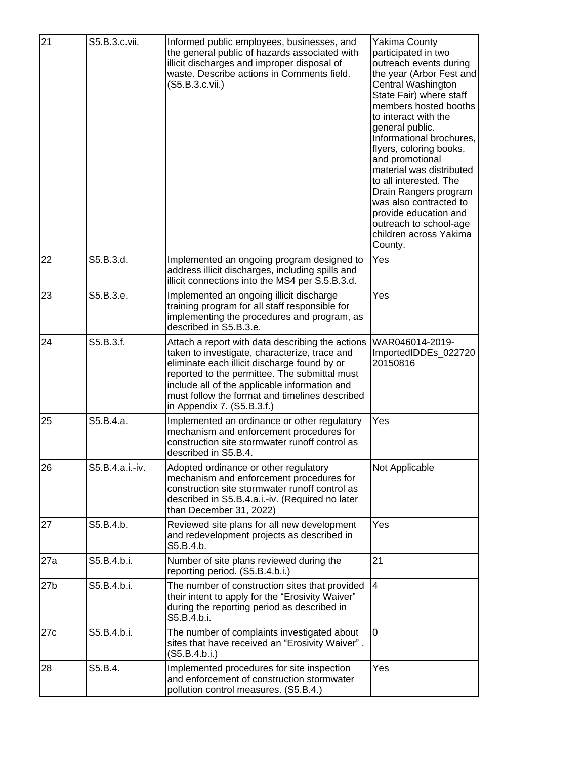| 21 | S5.B.3.c.vii. | Informed public employees, businesses, and the general public of hazards associated with illicit discharges and improper disposal of waste. Describe actions in Comments field. (S5.B.3.c.vii.) | Yakima County participated in two outreach events during the year (Arbor Fest and Central Washington State Fair) where staff members hosted booths to interact with the general public. Informational brochures, flyers, coloring books, and promotional material was distributed to all interested. The Drain Rangers program was also contracted to provide education and outreach to school-age children across Yakima County. |
|---|---|---|---|
| 22 | S5.B.3.d. | Implemented an ongoing program designed to address illicit discharges, including spills and illicit connections into the MS4 per S.5.B.3.d. | Yes |
| 23 | S5.B.3.e. | Implemented an ongoing illicit discharge training program for all staff responsible for implementing the procedures and program, as described in S5.B.3.e. | Yes |
| 24 | S5.B.3.f. | Attach a report with data describing the actions taken to investigate, characterize, trace and eliminate each illicit discharge found by or reported to the permittee. The submittal must include all of the applicable information and must follow the format and timelines described in Appendix 7. (S5.B.3.f.) | WAR046014-2019-ImportedIDDEs_02272020150816 |
| 25 | S5.B.4.a. | Implemented an ordinance or other regulatory mechanism and enforcement procedures for construction site stormwater runoff control as described in S5.B.4. | Yes |
| 26 | S5.B.4.a.i.-iv. | Adopted ordinance or other regulatory mechanism and enforcement procedures for construction site stormwater runoff control as described in S5.B.4.a.i.-iv. (Required no later than December 31, 2022) | Not Applicable |
| 27 | S5.B.4.b. | Reviewed site plans for all new development and redevelopment projects as described in S5.B.4.b. | Yes |
| 27a | S5.B.4.b.i. | Number of site plans reviewed during the reporting period. (S5.B.4.b.i.) | 21 |
| 27b | S5.B.4.b.i. | The number of construction sites that provided their intent to apply for the “Erosivity Waiver” during the reporting period as described in S5.B.4.b.i. | 4 |
| 27c | S5.B.4.b.i. | The number of complaints investigated about sites that have received an “Erosivity Waiver” . (S5.B.4.b.i.) | 0 |
| 28 | S5.B.4. | Implemented procedures for site inspection and enforcement of construction stormwater pollution control measures. (S5.B.4.) | Yes |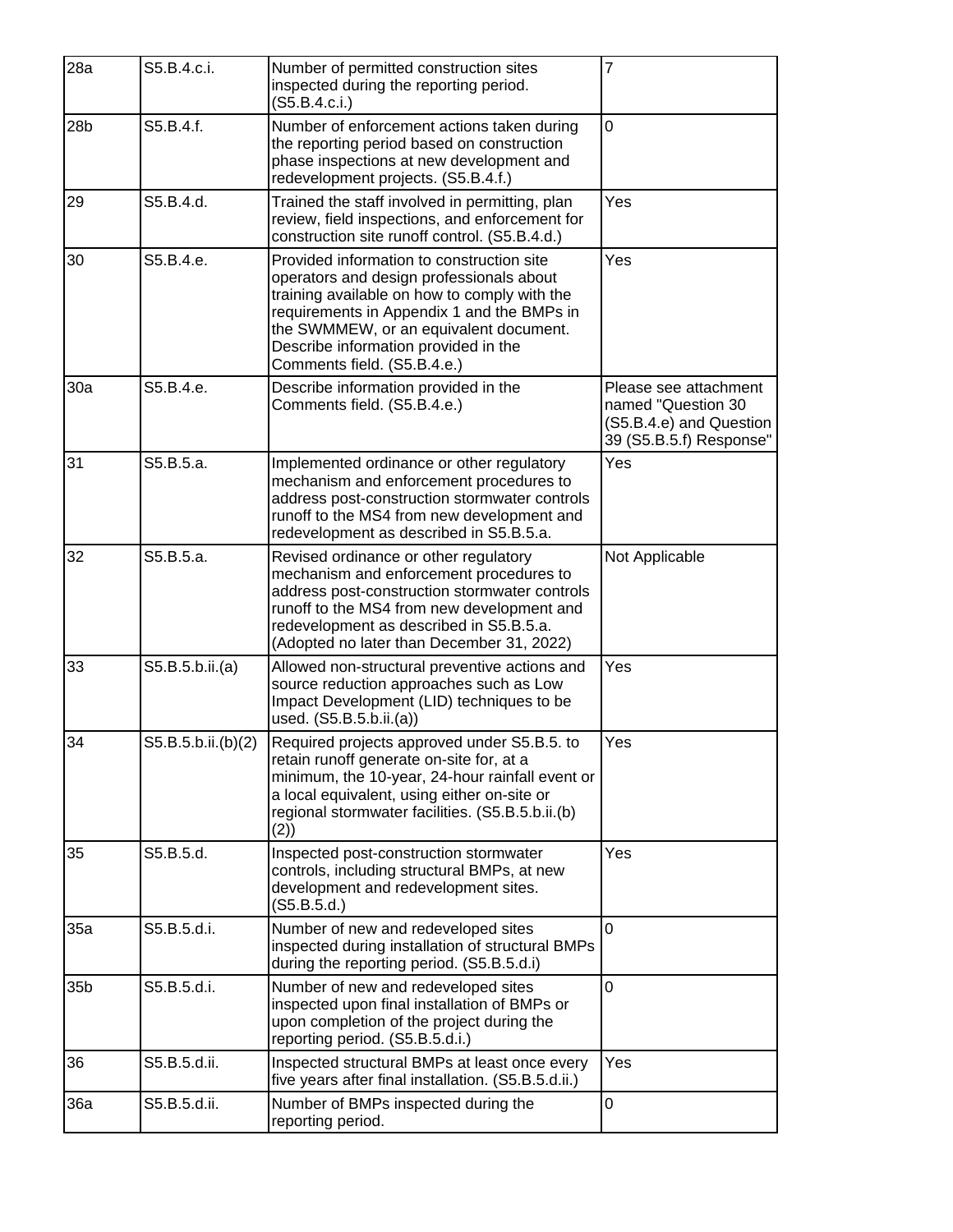| 28a | S5.B.4.c.i. | Number of permitted construction sites inspected during the reporting period. (S5.B.4.c.i.) | 7 |
|---|---|---|---|
| 28b | S5.B.4.f. | Number of enforcement actions taken during the reporting period based on construction phase inspections at new development and redevelopment projects. (S5.B.4.f.) | 0 |
| 29 | S5.B.4.d. | Trained the staff involved in permitting, plan review, field inspections, and enforcement for construction site runoff control. (S5.B.4.d.) | Yes |
| 30 | S5.B.4.e. | Provided information to construction site operators and design professionals about training available on how to comply with the requirements in Appendix 1 and the BMPs in the SWMMEW, or an equivalent document. Describe information provided in the Comments field. (S5.B.4.e.) | Yes |
| 30a | S5.B.4.e. | Describe information provided in the Comments field. (S5.B.4.e.) | Please see attachment named "Question 30 (S5.B.4.e) and Question 39 (S5.B.5.f) Response" |
| 31 | S5.B.5.a. | Implemented ordinance or other regulatory mechanism and enforcement procedures to address post-construction stormwater controls runoff to the MS4 from new development and redevelopment as described in S5.B.5.a. | Yes |
| 32 | S5.B.5.a. | Revised ordinance or other regulatory mechanism and enforcement procedures to address post-construction stormwater controls runoff to the MS4 from new development and redevelopment as described in S5.B.5.a. (Adopted no later than December 31, 2022) | Not Applicable |
| 33 | S5.B.5.b.ii.(a) | Allowed non-structural preventive actions and source reduction approaches such as Low Impact Development (LID) techniques to be used. (S5.B.5.b.ii.(a)) | Yes |
| 34 | S5.B.5.b.ii.(b)(2) | Required projects approved under S5.B.5. to retain runoff generate on-site for, at a minimum, the 10-year, 24-hour rainfall event or a local equivalent, using either on-site or regional stormwater facilities. (S5.B.5.b.ii.(b)(2)) | Yes |
| 35 | S5.B.5.d. | Inspected post-construction stormwater controls, including structural BMPs, at new development and redevelopment sites. (S5.B.5.d.) | Yes |
| 35a | S5.B.5.d.i. | Number of new and redeveloped sites inspected during installation of structural BMPs during the reporting period. (S5.B.5.d.i) | 0 |
| 35b | S5.B.5.d.i. | Number of new and redeveloped sites inspected upon final installation of BMPs or upon completion of the project during the reporting period. (S5.B.5.d.i.) | 0 |
| 36 | S5.B.5.d.ii. | Inspected structural BMPs at least once every five years after final installation. (S5.B.5.d.ii.) | Yes |
| 36a | S5.B.5.d.ii. | Number of BMPs inspected during the reporting period. | 0 |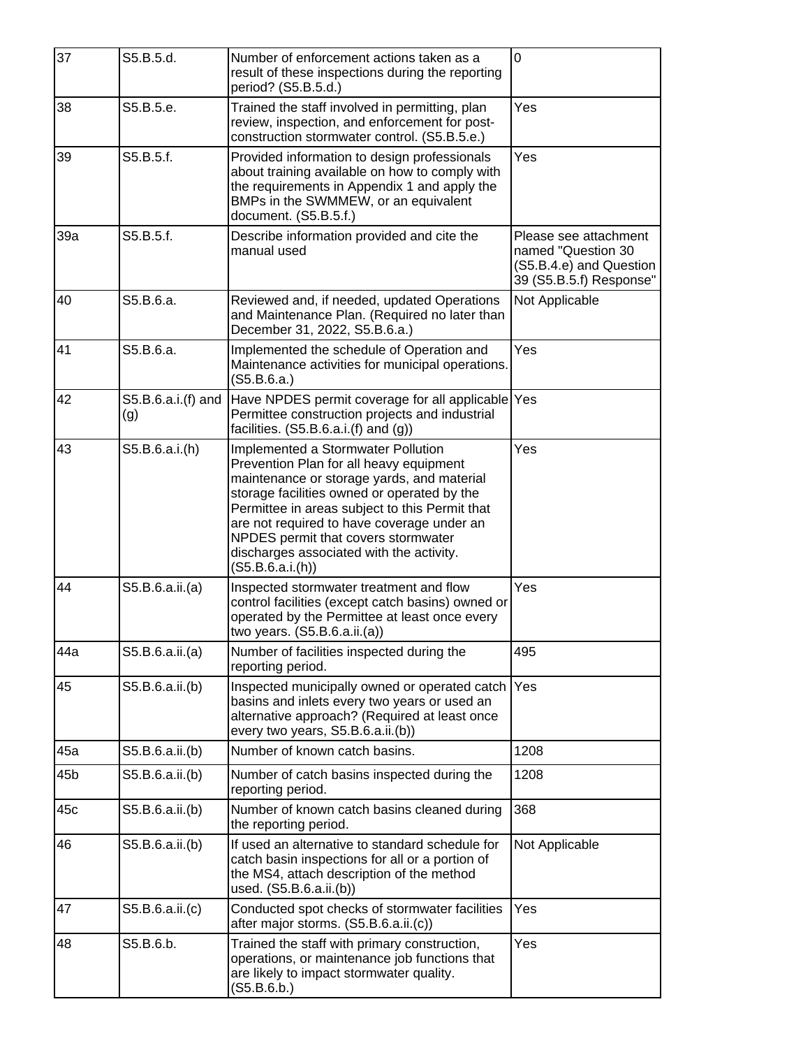| | | | |
|---|---|---|---|
| 37 | S5.B.5.d. | Number of enforcement actions taken as a result of these inspections during the reporting period? (S5.B.5.d.) | 0 |
| 38 | S5.B.5.e. | Trained the staff involved in permitting, plan review, inspection, and enforcement for post-construction stormwater control. (S5.B.5.e.) | Yes |
| 39 | S5.B.5.f. | Provided information to design professionals about training available on how to comply with the requirements in Appendix 1 and apply the BMPs in the SWMMEW, or an equivalent document. (S5.B.5.f.) | Yes |
| 39a | S5.B.5.f. | Describe information provided and cite the manual used | Please see attachment named "Question 30 (S5.B.4.e) and Question 39 (S5.B.5.f) Response" |
| 40 | S5.B.6.a. | Reviewed and, if needed, updated Operations and Maintenance Plan. (Required no later than December 31, 2022, S5.B.6.a.) | Not Applicable |
| 41 | S5.B.6.a. | Implemented the schedule of Operation and Maintenance activities for municipal operations. (S5.B.6.a.) | Yes |
| 42 | S5.B.6.a.i.(f) and (g) | Have NPDES permit coverage for all applicable Permittee construction projects and industrial facilities. (S5.B.6.a.i.(f) and (g)) | Yes |
| 43 | S5.B.6.a.i.(h) | Implemented a Stormwater Pollution Prevention Plan for all heavy equipment maintenance or storage yards, and material storage facilities owned or operated by the Permittee in areas subject to this Permit that are not required to have coverage under an NPDES permit that covers stormwater discharges associated with the activity. (S5.B.6.a.i.(h)) | Yes |
| 44 | S5.B.6.a.ii.(a) | Inspected stormwater treatment and flow control facilities (except catch basins) owned or operated by the Permittee at least once every two years. (S5.B.6.a.ii.(a)) | Yes |
| 44a | S5.B.6.a.ii.(a) | Number of facilities inspected during the reporting period. | 495 |
| 45 | S5.B.6.a.ii.(b) | Inspected municipally owned or operated catch basins and inlets every two years or used an alternative approach? (Required at least once every two years, S5.B.6.a.ii.(b)) | Yes |
| 45a | S5.B.6.a.ii.(b) | Number of known catch basins. | 1208 |
| 45b | S5.B.6.a.ii.(b) | Number of catch basins inspected during the reporting period. | 1208 |
| 45c | S5.B.6.a.ii.(b) | Number of known catch basins cleaned during the reporting period. | 368 |
| 46 | S5.B.6.a.ii.(b) | If used an alternative to standard schedule for catch basin inspections for all or a portion of the MS4, attach description of the method used. (S5.B.6.a.ii.(b)) | Not Applicable |
| 47 | S5.B.6.a.ii.(c) | Conducted spot checks of stormwater facilities after major storms. (S5.B.6.a.ii.(c)) | Yes |
| 48 | S5.B.6.b. | Trained the staff with primary construction, operations, or maintenance job functions that are likely to impact stormwater quality. (S5.B.6.b.) | Yes |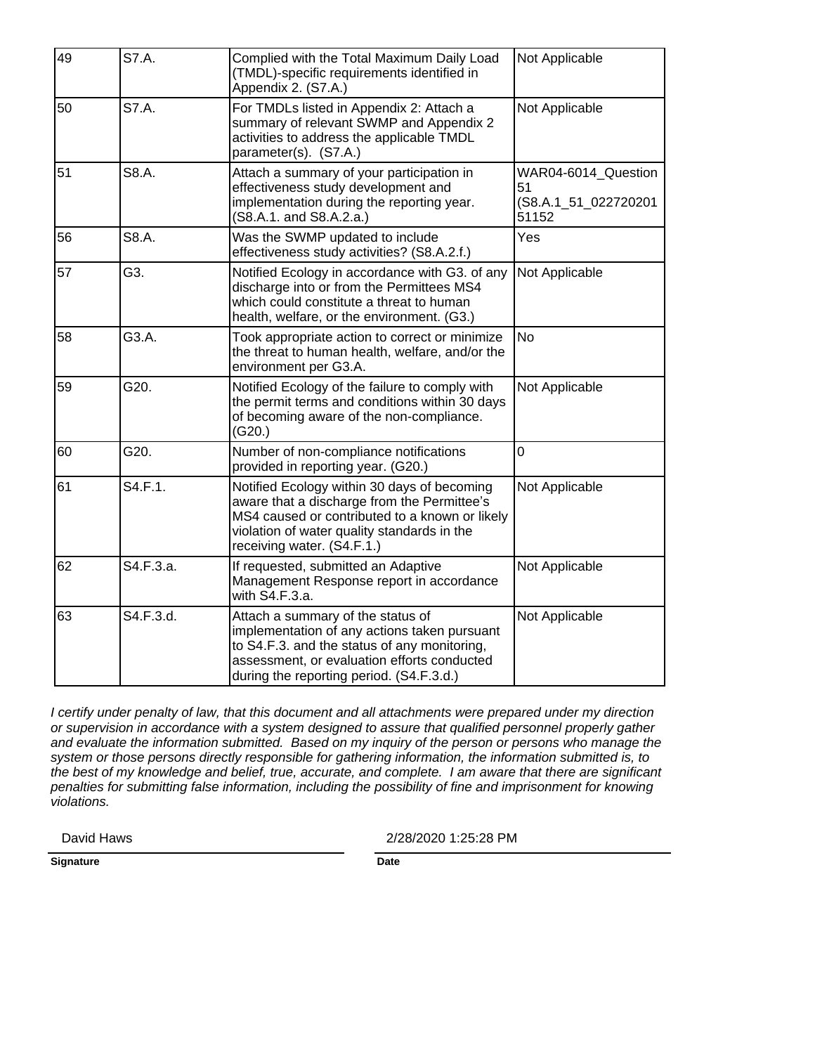| | | | |
|---|---|---|---|
| 49 | S7.A. | Complied with the Total Maximum Daily Load (TMDL)-specific requirements identified in Appendix 2. (S7.A.) | Not Applicable |
| 50 | S7.A. | For TMDLs listed in Appendix 2: Attach a summary of relevant SWMP and Appendix 2 activities to address the applicable TMDL parameter(s). (S7.A.) | Not Applicable |
| 51 | S8.A. | Attach a summary of your participation in effectiveness study development and implementation during the reporting year. (S8.A.1. and S8.A.2.a.) | WAR04-6014_Question 51 (S8.A.1_51_02272020151152 |
| 56 | S8.A. | Was the SWMP updated to include effectiveness study activities? (S8.A.2.f.) | Yes |
| 57 | G3. | Notified Ecology in accordance with G3. of any discharge into or from the Permittees MS4 which could constitute a threat to human health, welfare, or the environment. (G3.) | Not Applicable |
| 58 | G3.A. | Took appropriate action to correct or minimize the threat to human health, welfare, and/or the environment per G3.A. | No |
| 59 | G20. | Notified Ecology of the failure to comply with the permit terms and conditions within 30 days of becoming aware of the non-compliance. (G20.) | Not Applicable |
| 60 | G20. | Number of non-compliance notifications provided in reporting year. (G20.) | 0 |
| 61 | S4.F.1. | Notified Ecology within 30 days of becoming aware that a discharge from the Permittee's MS4 caused or contributed to a known or likely violation of water quality standards in the receiving water. (S4.F.1.) | Not Applicable |
| 62 | S4.F.3.a. | If requested, submitted an Adaptive Management Response report in accordance with S4.F.3.a. | Not Applicable |
| 63 | S4.F.3.d. | Attach a summary of the status of implementation of any actions taken pursuant to S4.F.3. and the status of any monitoring, assessment, or evaluation efforts conducted during the reporting period. (S4.F.3.d.) | Not Applicable |

*I certify under penalty of law, that this document and all attachments were prepared under my direction or supervision in accordance with a system designed to assure that qualified personnel properly gather and evaluate the information submitted. Based on my inquiry of the person or persons who manage the system or those persons directly responsible for gathering information, the information submitted is, to the best of my knowledge and belief, true, accurate, and complete. I am aware that there are significant penalties for submitting false information, including the possibility of fine and imprisonment for knowing violations.*

David Haws — 2/28/2020 1:25:28 PM

**Signature** — **Date**